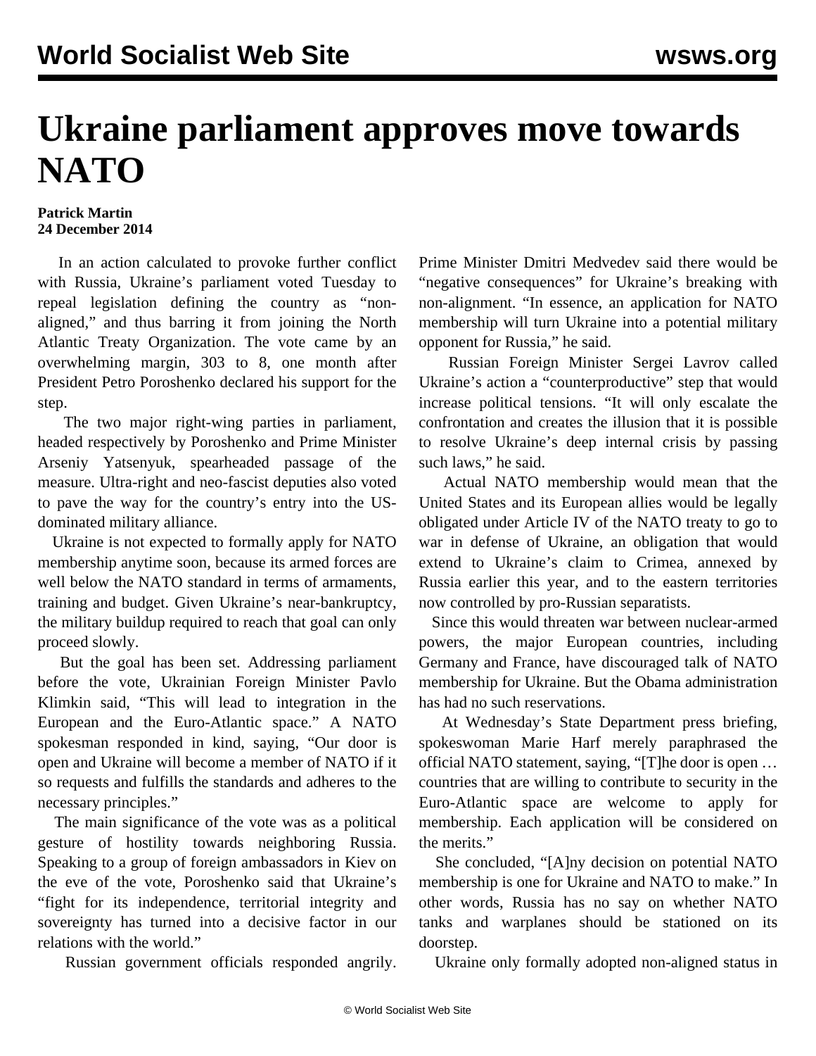# Ukraine parliament approves move towards NATO

**Patrick Martin**
**24 December 2014**

In an action calculated to provoke further conflict with Russia, Ukraine's parliament voted Tuesday to repeal legislation defining the country as "non-aligned," and thus barring it from joining the North Atlantic Treaty Organization. The vote came by an overwhelming margin, 303 to 8, one month after President Petro Poroshenko declared his support for the step.

The two major right-wing parties in parliament, headed respectively by Poroshenko and Prime Minister Arseniy Yatsenyuk, spearheaded passage of the measure. Ultra-right and neo-fascist deputies also voted to pave the way for the country's entry into the US-dominated military alliance.

Ukraine is not expected to formally apply for NATO membership anytime soon, because its armed forces are well below the NATO standard in terms of armaments, training and budget. Given Ukraine's near-bankruptcy, the military buildup required to reach that goal can only proceed slowly.

But the goal has been set. Addressing parliament before the vote, Ukrainian Foreign Minister Pavlo Klimkin said, "This will lead to integration in the European and the Euro-Atlantic space." A NATO spokesman responded in kind, saying, "Our door is open and Ukraine will become a member of NATO if it so requests and fulfills the standards and adheres to the necessary principles."

The main significance of the vote was as a political gesture of hostility towards neighboring Russia. Speaking to a group of foreign ambassadors in Kiev on the eve of the vote, Poroshenko said that Ukraine's "fight for its independence, territorial integrity and sovereignty has turned into a decisive factor in our relations with the world."

Russian government officials responded angrily. Prime Minister Dmitri Medvedev said there would be "negative consequences" for Ukraine's breaking with non-alignment. "In essence, an application for NATO membership will turn Ukraine into a potential military opponent for Russia," he said.

Russian Foreign Minister Sergei Lavrov called Ukraine's action a "counterproductive" step that would increase political tensions. "It will only escalate the confrontation and creates the illusion that it is possible to resolve Ukraine's deep internal crisis by passing such laws," he said.

Actual NATO membership would mean that the United States and its European allies would be legally obligated under Article IV of the NATO treaty to go to war in defense of Ukraine, an obligation that would extend to Ukraine's claim to Crimea, annexed by Russia earlier this year, and to the eastern territories now controlled by pro-Russian separatists.

Since this would threaten war between nuclear-armed powers, the major European countries, including Germany and France, have discouraged talk of NATO membership for Ukraine. But the Obama administration has had no such reservations.

At Wednesday's State Department press briefing, spokeswoman Marie Harf merely paraphrased the official NATO statement, saying, "[T]he door is open … countries that are willing to contribute to security in the Euro-Atlantic space are welcome to apply for membership. Each application will be considered on the merits."

She concluded, "[A]ny decision on potential NATO membership is one for Ukraine and NATO to make." In other words, Russia has no say on whether NATO tanks and warplanes should be stationed on its doorstep.

Ukraine only formally adopted non-aligned status in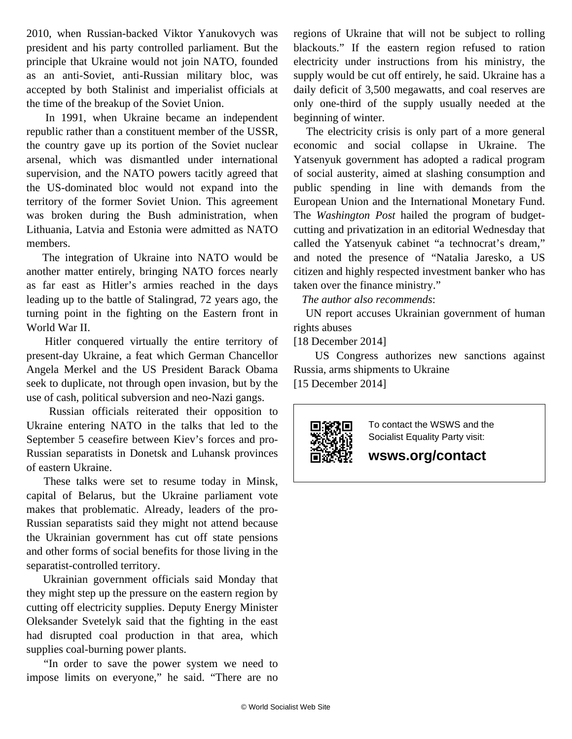2010, when Russian-backed Viktor Yanukovych was president and his party controlled parliament. But the principle that Ukraine would not join NATO, founded as an anti-Soviet, anti-Russian military bloc, was accepted by both Stalinist and imperialist officials at the time of the breakup of the Soviet Union.

In 1991, when Ukraine became an independent republic rather than a constituent member of the USSR, the country gave up its portion of the Soviet nuclear arsenal, which was dismantled under international supervision, and the NATO powers tacitly agreed that the US-dominated bloc would not expand into the territory of the former Soviet Union. This agreement was broken during the Bush administration, when Lithuania, Latvia and Estonia were admitted as NATO members.

The integration of Ukraine into NATO would be another matter entirely, bringing NATO forces nearly as far east as Hitler's armies reached in the days leading up to the battle of Stalingrad, 72 years ago, the turning point in the fighting on the Eastern front in World War II.

Hitler conquered virtually the entire territory of present-day Ukraine, a feat which German Chancellor Angela Merkel and the US President Barack Obama seek to duplicate, not through open invasion, but by the use of cash, political subversion and neo-Nazi gangs.

Russian officials reiterated their opposition to Ukraine entering NATO in the talks that led to the September 5 ceasefire between Kiev's forces and pro-Russian separatists in Donetsk and Luhansk provinces of eastern Ukraine.

These talks were set to resume today in Minsk, capital of Belarus, but the Ukraine parliament vote makes that problematic. Already, leaders of the pro-Russian separatists said they might not attend because the Ukrainian government has cut off state pensions and other forms of social benefits for those living in the separatist-controlled territory.

Ukrainian government officials said Monday that they might step up the pressure on the eastern region by cutting off electricity supplies. Deputy Energy Minister Oleksander Svetelyk said that the fighting in the east had disrupted coal production in that area, which supplies coal-burning power plants.

"In order to save the power system we need to impose limits on everyone," he said. "There are no regions of Ukraine that will not be subject to rolling blackouts." If the eastern region refused to ration electricity under instructions from his ministry, the supply would be cut off entirely, he said. Ukraine has a daily deficit of 3,500 megawatts, and coal reserves are only one-third of the supply usually needed at the beginning of winter.

The electricity crisis is only part of a more general economic and social collapse in Ukraine. The Yatsenyuk government has adopted a radical program of social austerity, aimed at slashing consumption and public spending in line with demands from the European Union and the International Monetary Fund. The *Washington Post* hailed the program of budget-cutting and privatization in an editorial Wednesday that called the Yatsenyuk cabinet "a technocrat's dream," and noted the presence of "Natalia Jaresko, a US citizen and highly respected investment banker who has taken over the finance ministry."

*The author also recommends*:

UN report accuses Ukrainian government of human rights abuses
[18 December 2014]

US Congress authorizes new sanctions against Russia, arms shipments to Ukraine
[15 December 2014]

To contact the WSWS and the Socialist Equality Party visit:

**wsws.org/contact**